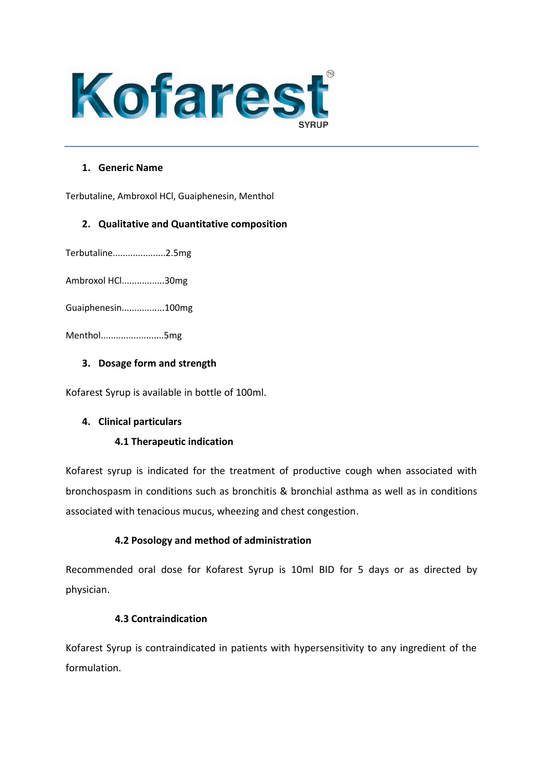# Kofarest™

SYRUP

## 1. Generic Name

Terbutaline, Ambroxol HCl, Guaiphenesin, Menthol

## 2. Qualitative and Quantitative composition

Terbutaline....................2.5mg

Ambroxol HCl................30mg

Guaiphenesin................100mg

Menthol........................5mg

## 3. Dosage form and strength

Kofarest Syrup is available in bottle of 100ml.

## 4. Clinical particulars

### 4.1 Therapeutic indication

Kofarest syrup is indicated for the treatment of productive cough when associated with bronchospasm in conditions such as bronchitis & bronchial asthma as well as in conditions associated with tenacious mucus, wheezing and chest congestion.

### 4.2 Posology and method of administration

Recommended oral dose for Kofarest Syrup is 10ml BID for 5 days or as directed by physician.

### 4.3 Contraindication

Kofarest Syrup is contraindicated in patients with hypersensitivity to any ingredient of the formulation.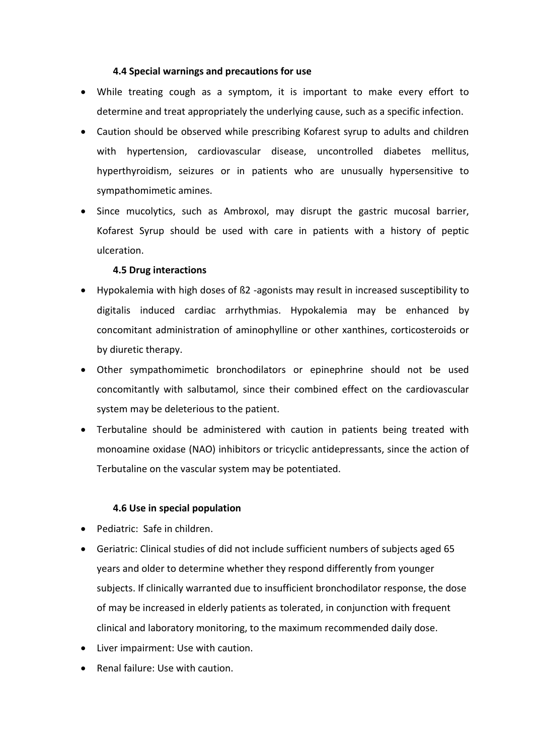#### 4.4 Special warnings and precautions for use

- While treating cough as a symptom, it is important to make every effort to determine and treat appropriately the underlying cause, such as a specific infection.
- Caution should be observed while prescribing Kofarest syrup to adults and children with hypertension, cardiovascular disease, uncontrolled diabetes mellitus, hyperthyroidism, seizures or in patients who are unusually hypersensitive to sympathomimetic amines.
- Since mucolytics, such as Ambroxol, may disrupt the gastric mucosal barrier, Kofarest Syrup should be used with care in patients with a history of peptic ulceration.

#### 4.5 Drug interactions

- Hypokalemia with high doses of ß2 -agonists may result in increased susceptibility to digitalis induced cardiac arrhythmias. Hypokalemia may be enhanced by concomitant administration of aminophylline or other xanthines, corticosteroids or by diuretic therapy.
- Other sympathomimetic bronchodilators or epinephrine should not be used concomitantly with salbutamol, since their combined effect on the cardiovascular system may be deleterious to the patient.
- Terbutaline should be administered with caution in patients being treated with monoamine oxidase (NAO) inhibitors or tricyclic antidepressants, since the action of Terbutaline on the vascular system may be potentiated.

#### 4.6 Use in special population

- Pediatric: Safe in children.
- Geriatric: Clinical studies of did not include sufficient numbers of subjects aged 65 years and older to determine whether they respond differently from younger subjects. If clinically warranted due to insufficient bronchodilator response, the dose of may be increased in elderly patients as tolerated, in conjunction with frequent clinical and laboratory monitoring, to the maximum recommended daily dose.
- Liver impairment: Use with caution.
- Renal failure: Use with caution.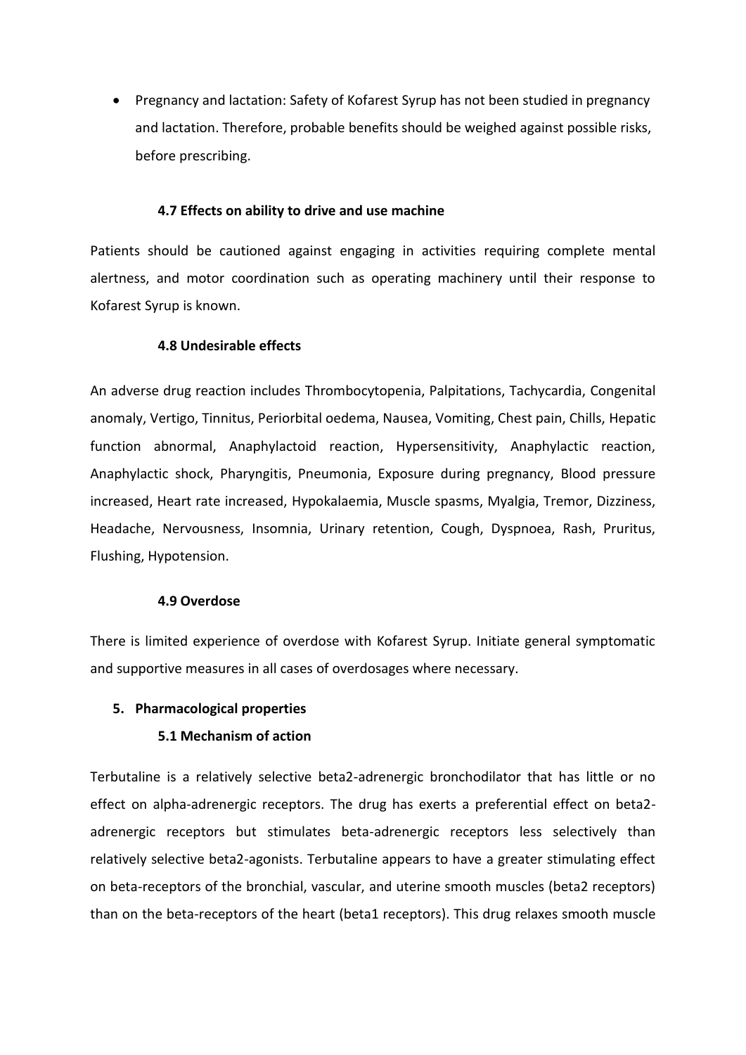- Pregnancy and lactation: Safety of Kofarest Syrup has not been studied in pregnancy and lactation. Therefore, probable benefits should be weighed against possible risks, before prescribing.

### 4.7 Effects on ability to drive and use machine

Patients should be cautioned against engaging in activities requiring complete mental alertness, and motor coordination such as operating machinery until their response to Kofarest Syrup is known.

### 4.8 Undesirable effects

An adverse drug reaction includes Thrombocytopenia, Palpitations, Tachycardia, Congenital anomaly, Vertigo, Tinnitus, Periorbital oedema, Nausea, Vomiting, Chest pain, Chills, Hepatic function abnormal, Anaphylactoid reaction, Hypersensitivity, Anaphylactic reaction, Anaphylactic shock, Pharyngitis, Pneumonia, Exposure during pregnancy, Blood pressure increased, Heart rate increased, Hypokalaemia, Muscle spasms, Myalgia, Tremor, Dizziness, Headache, Nervousness, Insomnia, Urinary retention, Cough, Dyspnoea, Rash, Pruritus, Flushing, Hypotension.

### 4.9 Overdose

There is limited experience of overdose with Kofarest Syrup. Initiate general symptomatic and supportive measures in all cases of overdosages where necessary.

## 5. Pharmacological properties

### 5.1 Mechanism of action

Terbutaline is a relatively selective beta2-adrenergic bronchodilator that has little or no effect on alpha-adrenergic receptors. The drug has exerts a preferential effect on beta2-adrenergic receptors but stimulates beta-adrenergic receptors less selectively than relatively selective beta2-agonists. Terbutaline appears to have a greater stimulating effect on beta-receptors of the bronchial, vascular, and uterine smooth muscles (beta2 receptors) than on the beta-receptors of the heart (beta1 receptors). This drug relaxes smooth muscle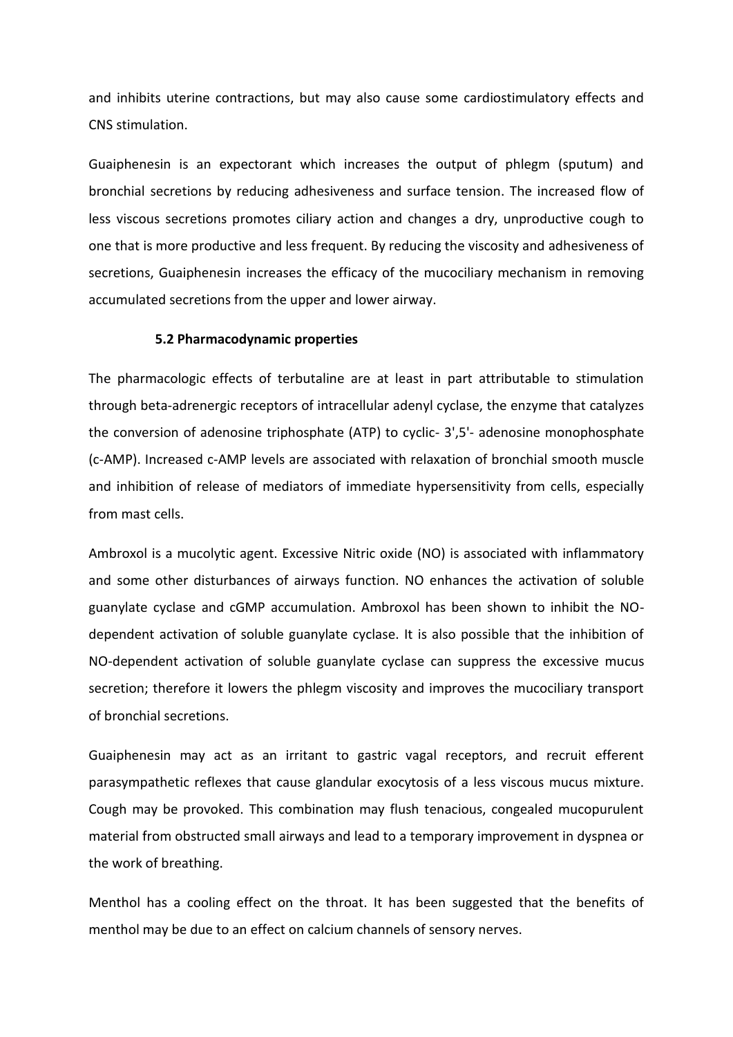and inhibits uterine contractions, but may also cause some cardiostimulatory effects and CNS stimulation.

Guaiphenesin is an expectorant which increases the output of phlegm (sputum) and bronchial secretions by reducing adhesiveness and surface tension. The increased flow of less viscous secretions promotes ciliary action and changes a dry, unproductive cough to one that is more productive and less frequent. By reducing the viscosity and adhesiveness of secretions, Guaiphenesin increases the efficacy of the mucociliary mechanism in removing accumulated secretions from the upper and lower airway.

### 5.2 Pharmacodynamic properties

The pharmacologic effects of terbutaline are at least in part attributable to stimulation through beta-adrenergic receptors of intracellular adenyl cyclase, the enzyme that catalyzes the conversion of adenosine triphosphate (ATP) to cyclic- 3',5'- adenosine monophosphate (c-AMP). Increased c-AMP levels are associated with relaxation of bronchial smooth muscle and inhibition of release of mediators of immediate hypersensitivity from cells, especially from mast cells.

Ambroxol is a mucolytic agent. Excessive Nitric oxide (NO) is associated with inflammatory and some other disturbances of airways function. NO enhances the activation of soluble guanylate cyclase and cGMP accumulation. Ambroxol has been shown to inhibit the NO-dependent activation of soluble guanylate cyclase. It is also possible that the inhibition of NO-dependent activation of soluble guanylate cyclase can suppress the excessive mucus secretion; therefore it lowers the phlegm viscosity and improves the mucociliary transport of bronchial secretions.

Guaiphenesin may act as an irritant to gastric vagal receptors, and recruit efferent parasympathetic reflexes that cause glandular exocytosis of a less viscous mucus mixture. Cough may be provoked. This combination may flush tenacious, congealed mucopurulent material from obstructed small airways and lead to a temporary improvement in dyspnea or the work of breathing.

Menthol has a cooling effect on the throat. It has been suggested that the benefits of menthol may be due to an effect on calcium channels of sensory nerves.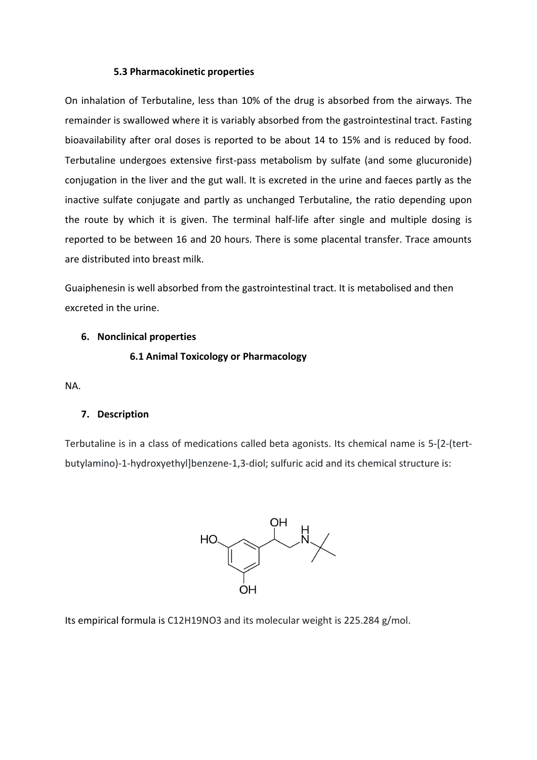### 5.3 Pharmacokinetic properties

On inhalation of Terbutaline, less than 10% of the drug is absorbed from the airways. The remainder is swallowed where it is variably absorbed from the gastrointestinal tract. Fasting bioavailability after oral doses is reported to be about 14 to 15% and is reduced by food. Terbutaline undergoes extensive first-pass metabolism by sulfate (and some glucuronide) conjugation in the liver and the gut wall. It is excreted in the urine and faeces partly as the inactive sulfate conjugate and partly as unchanged Terbutaline, the ratio depending upon the route by which it is given. The terminal half-life after single and multiple dosing is reported to be between 16 and 20 hours. There is some placental transfer. Trace amounts are distributed into breast milk.

Guaiphenesin is well absorbed from the gastrointestinal tract. It is metabolised and then excreted in the urine.

## 6. Nonclinical properties

### 6.1 Animal Toxicology or Pharmacology

NA.

## 7. Description

Terbutaline is in a class of medications called beta agonists. Its chemical name is 5-[2-(tert-butylamino)-1-hydroxyethyl]benzene-1,3-diol; sulfuric acid and its chemical structure is:

Its empirical formula is $C_{12}H_{19}NO_3$ and its molecular weight is 225.284 g/mol.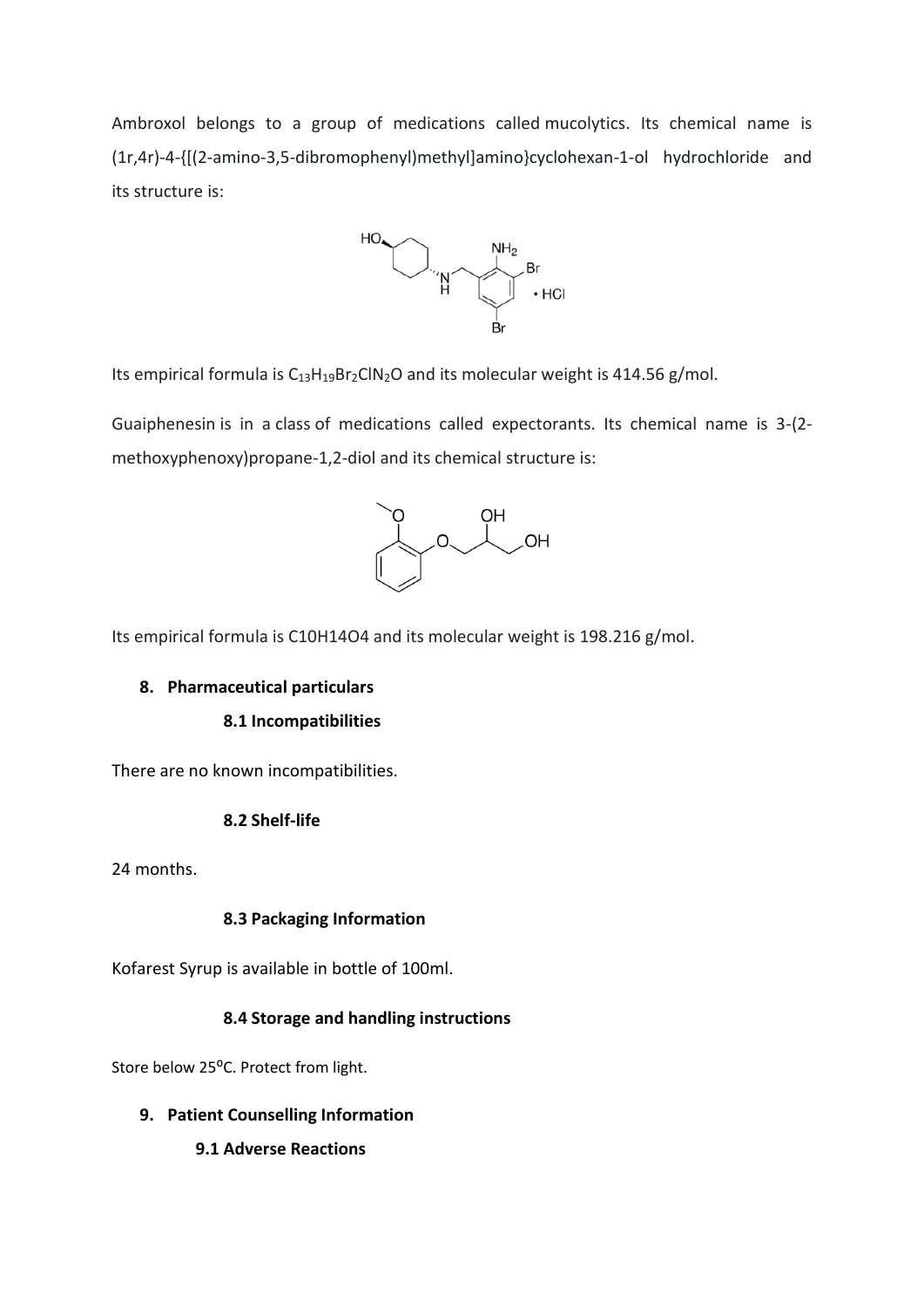Ambroxol belongs to a group of medications called mucolytics. Its chemical name is (1r,4r)-4-{[(2-amino-3,5-dibromophenyl)methyl]amino}cyclohexan-1-ol hydrochloride and its structure is:

Its empirical formula is $C_{13}H_{19}Br_2ClN_2O$ and its molecular weight is 414.56 g/mol.

Guaiphenesin is in a class of medications called expectorants. Its chemical name is 3-(2-methoxyphenoxy)propane-1,2-diol and its chemical structure is:

Its empirical formula is C10H14O4 and its molecular weight is 198.216 g/mol.

## 8. Pharmaceutical particulars

### 8.1 Incompatibilities

There are no known incompatibilities.

### 8.2 Shelf-life

24 months.

### 8.3 Packaging Information

Kofarest Syrup is available in bottle of 100ml.

### 8.4 Storage and handling instructions

Store below 25$^{o}$C. Protect from light.

## 9. Patient Counselling Information

### 9.1 Adverse Reactions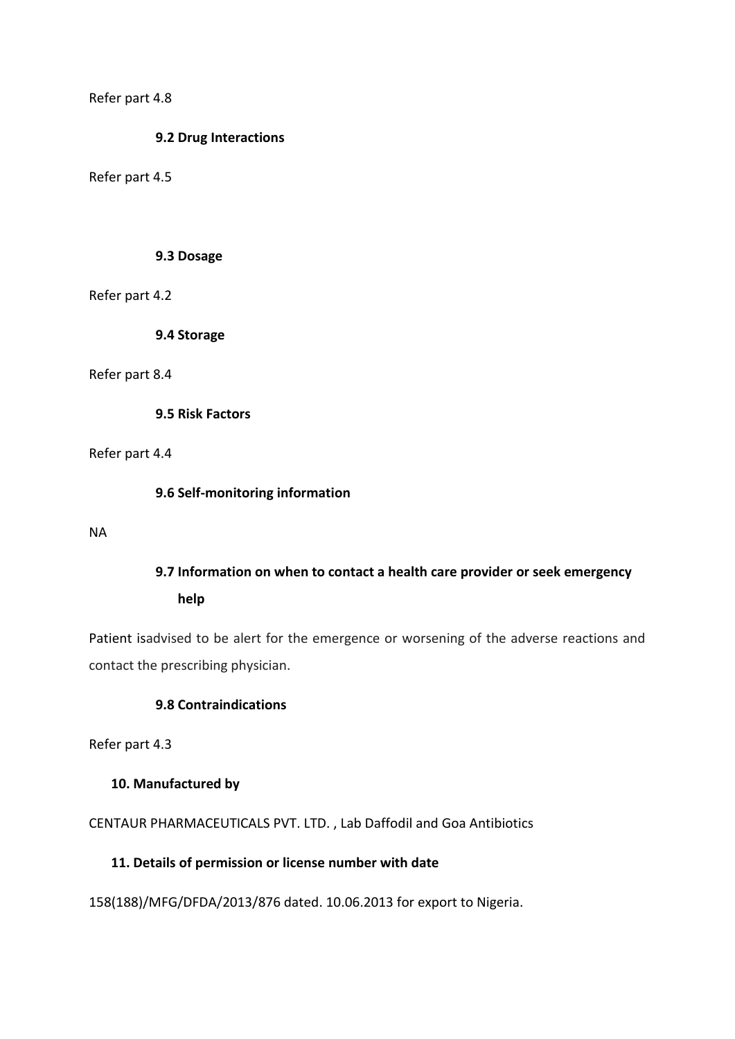Refer part 4.8

### 9.2 Drug Interactions

Refer part 4.5

### 9.3 Dosage

Refer part 4.2

### 9.4 Storage

Refer part 8.4

### 9.5 Risk Factors

Refer part 4.4

### 9.6 Self-monitoring information

NA

### 9.7 Information on when to contact a health care provider or seek emergency help

Patient isadvised to be alert for the emergence or worsening of the adverse reactions and contact the prescribing physician.

### 9.8 Contraindications

Refer part 4.3

## 10. Manufactured by

CENTAUR PHARMACEUTICALS PVT. LTD. , Lab Daffodil and Goa Antibiotics

## 11. Details of permission or license number with date

158(188)/MFG/DFDA/2013/876 dated. 10.06.2013 for export to Nigeria.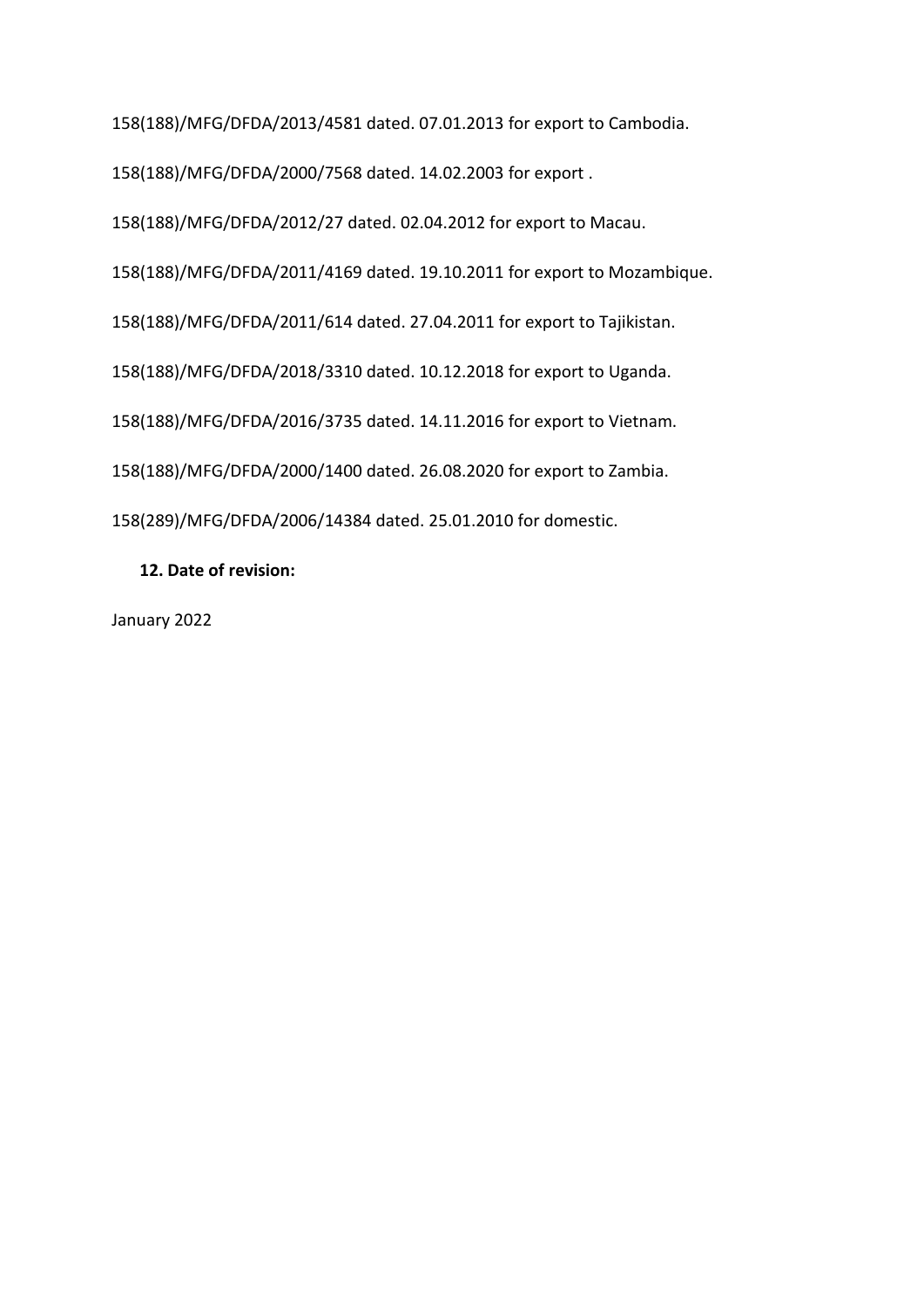158(188)/MFG/DFDA/2013/4581 dated. 07.01.2013 for export to Cambodia.

158(188)/MFG/DFDA/2000/7568 dated. 14.02.2003 for export .

158(188)/MFG/DFDA/2012/27 dated. 02.04.2012 for export to Macau.

158(188)/MFG/DFDA/2011/4169 dated. 19.10.2011 for export to Mozambique.

158(188)/MFG/DFDA/2011/614 dated. 27.04.2011 for export to Tajikistan.

158(188)/MFG/DFDA/2018/3310 dated. 10.12.2018 for export to Uganda.

158(188)/MFG/DFDA/2016/3735 dated. 14.11.2016 for export to Vietnam.

158(188)/MFG/DFDA/2000/1400 dated. 26.08.2020 for export to Zambia.

158(289)/MFG/DFDA/2006/14384 dated. 25.01.2010 for domestic.

**12. Date of revision:**

January 2022